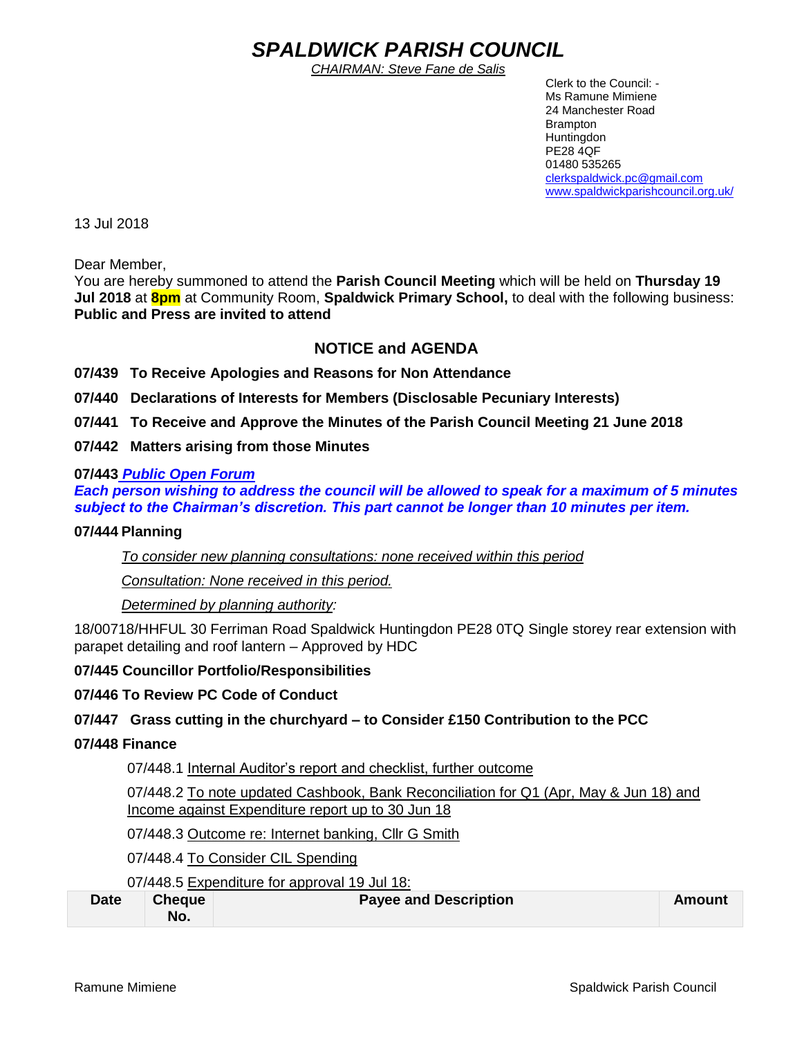# *SPALDWICK PARISH COUNCIL*

*CHAIRMAN: Steve Fane de Salis*

Clerk to the Council: -
Ms Ramune Mimiene
24 Manchester Road
Brampton
Huntingdon
PE28 4QF
01480 535265
clerkspaldwick.pc@gmail.com
www.spaldwickparishcouncil.org.uk/

13 Jul 2018

Dear Member,

You are hereby summoned to attend the **Parish Council Meeting** which will be held on **Thursday 19 Jul 2018** at **8pm** at Community Room, **Spaldwick Primary School,** to deal with the following business:
**Public and Press are invited to attend**

## NOTICE and AGENDA

**07/439 To Receive Apologies and Reasons for Non Attendance**

**07/440 Declarations of Interests for Members (Disclosable Pecuniary Interests)**

**07/441 To Receive and Approve the Minutes of the Parish Council Meeting 21 June 2018**

**07/442 Matters arising from those Minutes**

**07/443 *Public Open Forum***

***Each person wishing to address the council will be allowed to speak for a maximum of 5 minutes subject to the Chairman's discretion. This part cannot be longer than 10 minutes per item.***

**07/444 Planning**

*To consider new planning consultations: none received within this period*

*Consultation: None received in this period.*

*Determined by planning authority:*

18/00718/HHFUL 30 Ferriman Road Spaldwick Huntingdon PE28 0TQ Single storey rear extension with parapet detailing and roof lantern – Approved by HDC

**07/445 Councillor Portfolio/Responsibilities**

**07/446 To Review PC Code of Conduct**

**07/447 Grass cutting in the churchyard – to Consider £150 Contribution to the PCC**

**07/448 Finance**

07/448.1 Internal Auditor's report and checklist, further outcome

07/448.2 To note updated Cashbook, Bank Reconciliation for Q1 (Apr, May & Jun 18) and Income against Expenditure report up to 30 Jun 18

07/448.3 Outcome re: Internet banking, Cllr G Smith

07/448.4 To Consider CIL Spending

07/448.5 Expenditure for approval 19 Jul 18:

| Date | Cheque No. | Payee and Description | Amount |
|---|---|---|---|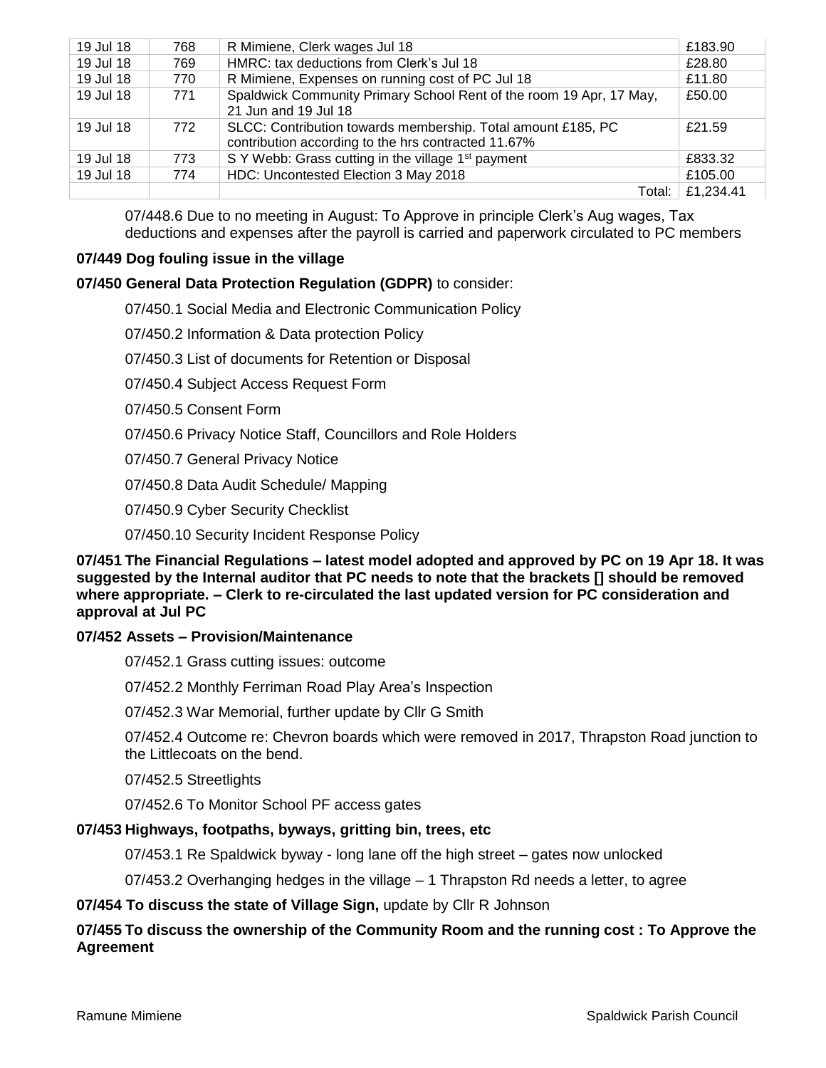| 19 Jul 18 | 768 | R Mimiene, Clerk wages Jul 18 | £183.90 |
|---|---|---|---|
| 19 Jul 18 | 769 | HMRC: tax deductions from Clerk's Jul 18 | £28.80 |
| 19 Jul 18 | 770 | R Mimiene, Expenses on running cost of PC Jul 18 | £11.80 |
| 19 Jul 18 | 771 | Spaldwick Community Primary School Rent of the room 19 Apr, 17 May, 21 Jun and 19 Jul 18 | £50.00 |
| 19 Jul 18 | 772 | SLCC: Contribution towards membership. Total amount £185, PC contribution according to the hrs contracted 11.67% | £21.59 |
| 19 Jul 18 | 773 | S Y Webb: Grass cutting in the village 1st payment | £833.32 |
| 19 Jul 18 | 774 | HDC: Uncontested Election 3 May 2018 | £105.00 |
| | | Total: | £1,234.41 |

07/448.6 Due to no meeting in August: To Approve in principle Clerk's Aug wages, Tax deductions and expenses after the payroll is carried and paperwork circulated to PC members

**07/449 Dog fouling issue in the village**

**07/450 General Data Protection Regulation (GDPR)** to consider:

07/450.1 Social Media and Electronic Communication Policy

07/450.2 Information & Data protection Policy

07/450.3 List of documents for Retention or Disposal

07/450.4 Subject Access Request Form

07/450.5 Consent Form

07/450.6 Privacy Notice Staff, Councillors and Role Holders

07/450.7 General Privacy Notice

07/450.8 Data Audit Schedule/ Mapping

07/450.9 Cyber Security Checklist

07/450.10 Security Incident Response Policy

**07/451 The Financial Regulations – latest model adopted and approved by PC on 19 Apr 18. It was suggested by the Internal auditor that PC needs to note that the brackets [] should be removed where appropriate. – Clerk to re-circulated the last updated version for PC consideration and approval at Jul PC**

**07/452 Assets – Provision/Maintenance**

07/452.1 Grass cutting issues: outcome

07/452.2 Monthly Ferriman Road Play Area's Inspection

07/452.3 War Memorial, further update by Cllr G Smith

07/452.4 Outcome re: Chevron boards which were removed in 2017, Thrapston Road junction to the Littlecoats on the bend.

07/452.5 Streetlights

07/452.6 To Monitor School PF access gates

**07/453 Highways, footpaths, byways, gritting bin, trees, etc**

07/453.1 Re Spaldwick byway - long lane off the high street – gates now unlocked

07/453.2 Overhanging hedges in the village – 1 Thrapston Rd needs a letter, to agree

**07/454 To discuss the state of Village Sign,** update by Cllr R Johnson

**07/455 To discuss the ownership of the Community Room and the running cost : To Approve the Agreement**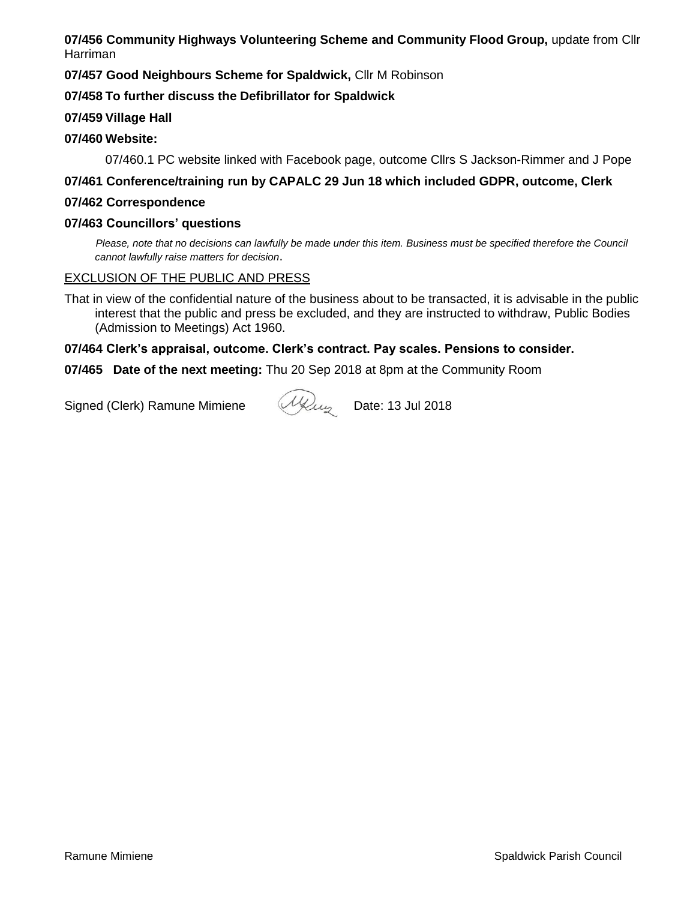**07/456 Community Highways Volunteering Scheme and Community Flood Group,** update from Cllr Harriman

**07/457 Good Neighbours Scheme for Spaldwick,** Cllr M Robinson

**07/458 To further discuss the Defibrillator for Spaldwick**

**07/459 Village Hall**

**07/460 Website:**

07/460.1 PC website linked with Facebook page, outcome Cllrs S Jackson-Rimmer and J Pope

**07/461 Conference/training run by CAPALC 29 Jun 18 which included GDPR, outcome, Clerk**

**07/462 Correspondence**

**07/463 Councillors' questions**

*Please, note that no decisions can lawfully be made under this item. Business must be specified therefore the Council cannot lawfully raise matters for decision*.

EXCLUSION OF THE PUBLIC AND PRESS

That in view of the confidential nature of the business about to be transacted, it is advisable in the public interest that the public and press be excluded, and they are instructed to withdraw, Public Bodies (Admission to Meetings) Act 1960.

**07/464 Clerk's appraisal, outcome. Clerk's contract. Pay scales. Pensions to consider.**

**07/465 Date of the next meeting:** Thu 20 Sep 2018 at 8pm at the Community Room

Signed (Clerk) Ramune Mimiene Date: 13 Jul 2018